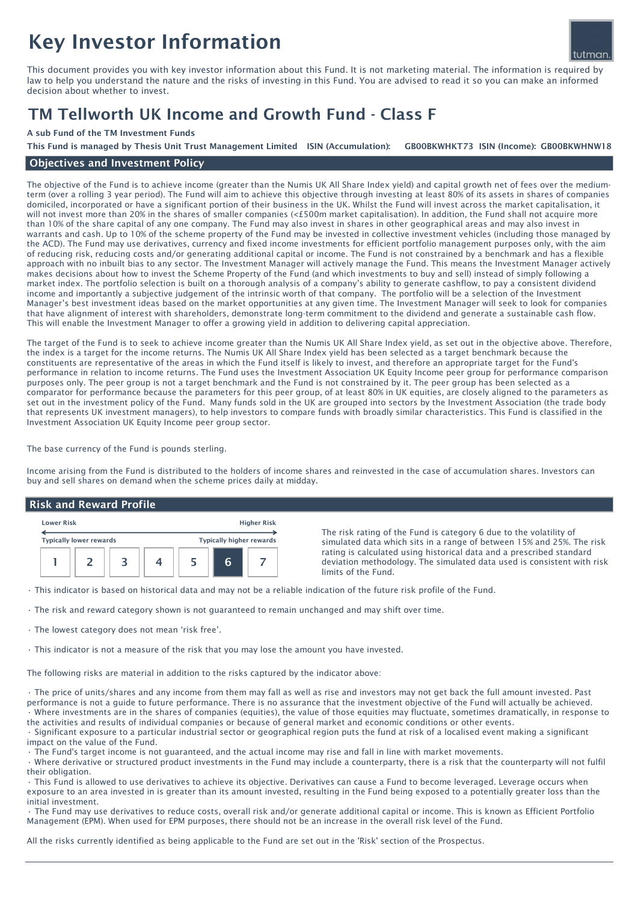# Key Investor Information

This document provides you with key investor information about this Fund. It is not marketing material. The information is required by law to help you understand the nature and the risks of investing in this Fund. You are advised to read it so you can make an informed decision about whether to invest.

# TM Tellworth UK Income and Growth Fund - Class F

**A sub Fund of the TM Investment Funds**

**This Fund is managed by Thesis Unit Trust Management Limited ISIN (Accumulation): GB00BKWHKT73 ISIN (Income): GB00BKWHNW18**

## Objectives and Investment Policy

The objective of the Fund is to achieve income (greater than the Numis UK All Share Index yield) and capital growth net of fees over the medium-term (over a rolling 3 year period). The Fund will aim to achieve this objective through investing at least 80% of its assets in shares of companies domiciled, incorporated or have a significant portion of their business in the UK. Whilst the Fund will invest across the market capitalisation, it will not invest more than 20% in the shares of smaller companies (<£500m market capitalisation). In addition, the Fund shall not acquire more than 10% of the share capital of any one company. The Fund may also invest in shares in other geographical areas and may also invest in warrants and cash. Up to 10% of the scheme property of the Fund may be invested in collective investment vehicles (including those managed by the ACD). The Fund may use derivatives, currency and fixed income investments for efficient portfolio management purposes only, with the aim of reducing risk, reducing costs and/or generating additional capital or income. The Fund is not constrained by a benchmark and has a flexible approach with no inbuilt bias to any sector. The Investment Manager will actively manage the Fund. This means the Investment Manager actively makes decisions about how to invest the Scheme Property of the Fund (and which investments to buy and sell) instead of simply following a market index. The portfolio selection is built on a thorough analysis of a company's ability to generate cashflow, to pay a consistent dividend income and importantly a subjective judgement of the intrinsic worth of that company. The portfolio will be a selection of the Investment Manager's best investment ideas based on the market opportunities at any given time. The Investment Manager will seek to look for companies that have alignment of interest with shareholders, demonstrate long-term commitment to the dividend and generate a sustainable cash flow. This will enable the Investment Manager to offer a growing yield in addition to delivering capital appreciation.

The target of the Fund is to seek to achieve income greater than the Numis UK All Share Index yield, as set out in the objective above. Therefore, the index is a target for the income returns. The Numis UK All Share Index yield has been selected as a target benchmark because the constituents are representative of the areas in which the Fund itself is likely to invest, and therefore an appropriate target for the Fund's performance in relation to income returns. The Fund uses the Investment Association UK Equity Income peer group for performance comparison purposes only. The peer group is not a target benchmark and the Fund is not constrained by it. The peer group has been selected as a comparator for performance because the parameters for this peer group, of at least 80% in UK equities, are closely aligned to the parameters as set out in the investment policy of the Fund. Many funds sold in the UK are grouped into sectors by the Investment Association (the trade body that represents UK investment managers), to help investors to compare funds with broadly similar characteristics. This Fund is classified in the Investment Association UK Equity Income peer group sector.

The base currency of the Fund is pounds sterling.

Income arising from the Fund is distributed to the holders of income shares and reinvested in the case of accumulation shares. Investors can buy and sell shares on demand when the scheme prices daily at midday.

## Risk and Reward Profile

| Lower Risk | | | | | | Higher Risk |
|---|---|---|---|---|---|---|
| Typically lower rewards | | | | | | Typically higher rewards |
| 1 | 2 | 3 | 4 | 5 | **6** | 7 |

The risk rating of the Fund is category 6 due to the volatility of simulated data which sits in a range of between 15% and 25%. The risk rating is calculated using historical data and a prescribed standard deviation methodology. The simulated data used is consistent with risk limits of the Fund.

- This indicator is based on historical data and may not be a reliable indication of the future risk profile of the Fund.
- The risk and reward category shown is not guaranteed to remain unchanged and may shift over time.
- The lowest category does not mean 'risk free'.
- This indicator is not a measure of the risk that you may lose the amount you have invested.

The following risks are material in addition to the risks captured by the indicator above:

- The price of units/shares and any income from them may fall as well as rise and investors may not get back the full amount invested. Past performance is not a guide to future performance. There is no assurance that the investment objective of the Fund will actually be achieved.
- Where investments are in the shares of companies (equities), the value of those equities may fluctuate, sometimes dramatically, in response to the activities and results of individual companies or because of general market and economic conditions or other events.
- Significant exposure to a particular industrial sector or geographical region puts the fund at risk of a localised event making a significant impact on the value of the Fund.
- The Fund's target income is not guaranteed, and the actual income may rise and fall in line with market movements.
- Where derivative or structured product investments in the Fund may include a counterparty, there is a risk that the counterparty will not fulfil their obligation.
- This Fund is allowed to use derivatives to achieve its objective. Derivatives can cause a Fund to become leveraged. Leverage occurs when exposure to an area invested in is greater than its amount invested, resulting in the Fund being exposed to a potentially greater loss than the initial investment.
- The Fund may use derivatives to reduce costs, overall risk and/or generate additional capital or income. This is known as Efficient Portfolio Management (EPM). When used for EPM purposes, there should not be an increase in the overall risk level of the Fund.

All the risks currently identified as being applicable to the Fund are set out in the 'Risk' section of the Prospectus.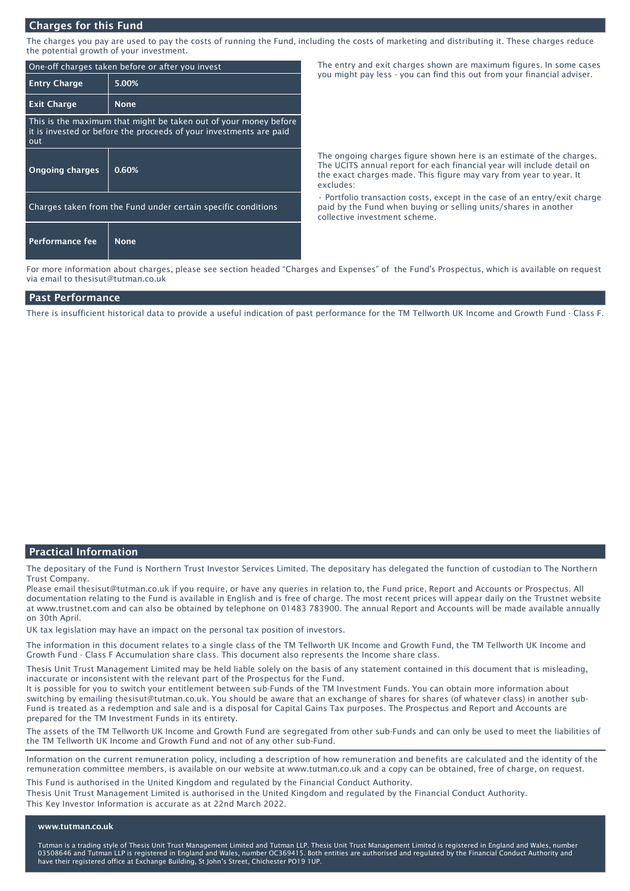## Charges for this Fund

The charges you pay are used to pay the costs of running the Fund, including the costs of marketing and distributing it. These charges reduce the potential growth of your investment.

| One-off charges taken before or after you invest | |
|---|---|
| **Entry Charge** | **5.00%** |
| **Exit Charge** | **None** |
| This is the maximum that might be taken out of your money before it is invested or before the proceeds of your investments are paid out | |
| **Ongoing charges** | **0.60%** |
| Charges taken from the Fund under certain specific conditions | |
| **Performance fee** | **None** |

The entry and exit charges shown are maximum figures. In some cases you might pay less - you can find this out from your financial adviser.

The ongoing charges figure shown here is an estimate of the charges. The UCITS annual report for each financial year will include detail on the exact charges made. This figure may vary from year to year. It excludes:

- Portfolio transaction costs, except in the case of an entry/exit charge paid by the Fund when buying or selling units/shares in another collective investment scheme.

For more information about charges, please see section headed "Charges and Expenses" of the Fund's Prospectus, which is available on request via email to thesisut@tutman.co.uk

## Past Performance

There is insufficient historical data to provide a useful indication of past performance for the TM Tellworth UK Income and Growth Fund - Class F.

## Practical Information

The depositary of the Fund is Northern Trust Investor Services Limited. The depositary has delegated the function of custodian to The Northern Trust Company.

Please email thesisut@tutman.co.uk if you require, or have any queries in relation to, the Fund price, Report and Accounts or Prospectus. All documentation relating to the Fund is available in English and is free of charge. The most recent prices will appear daily on the Trustnet website at www.trustnet.com and can also be obtained by telephone on 01483 783900. The annual Report and Accounts will be made available annually on 30th April.

UK tax legislation may have an impact on the personal tax position of investors.

The information in this document relates to a single class of the TM Tellworth UK Income and Growth Fund, the TM Tellworth UK Income and Growth Fund - Class F Accumulation share class. This document also represents the Income share class.

Thesis Unit Trust Management Limited may be held liable solely on the basis of any statement contained in this document that is misleading, inaccurate or inconsistent with the relevant part of the Prospectus for the Fund.

It is possible for you to switch your entitlement between sub-Funds of the TM Investment Funds. You can obtain more information about switching by emailing thesisut@tutman.co.uk. You should be aware that an exchange of shares for shares (of whatever class) in another sub-Fund is treated as a redemption and sale and is a disposal for Capital Gains Tax purposes. The Prospectus and Report and Accounts are prepared for the TM Investment Funds in its entirety.

The assets of the TM Tellworth UK Income and Growth Fund are segregated from other sub-Funds and can only be used to meet the liabilities of the TM Tellworth UK Income and Growth Fund and not of any other sub-Fund.

Information on the current remuneration policy, including a description of how remuneration and benefits are calculated and the identity of the remuneration committee members, is available on our website at www.tutman.co.uk and a copy can be obtained, free of charge, on request.

This Fund is authorised in the United Kingdom and regulated by the Financial Conduct Authority.

Thesis Unit Trust Management Limited is authorised in the United Kingdom and regulated by the Financial Conduct Authority.

This Key Investor Information is accurate as at 22nd March 2022.

**www.tutman.co.uk**

Tutman is a trading style of Thesis Unit Trust Management Limited and Tutman LLP. Thesis Unit Trust Management Limited is registered in England and Wales, number 03508646 and Tutman LLP is registered in England and Wales, number OC369415. Both entities are authorised and regulated by the Financial Conduct Authority and have their registered office at Exchange Building, St John's Street, Chichester PO19 1UP.